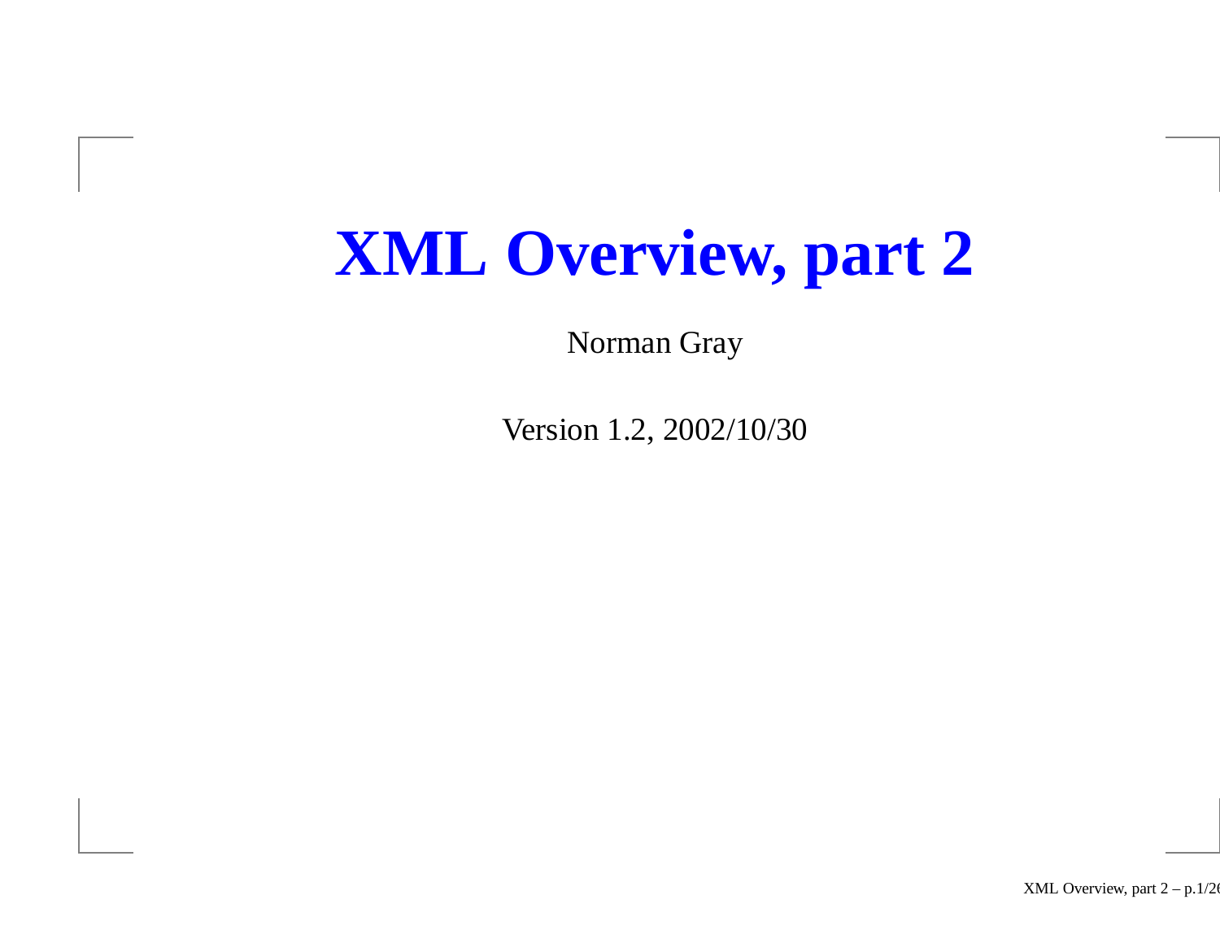# XML Overview, part 2

Norman Gray

Version 1.2, 2002/10/30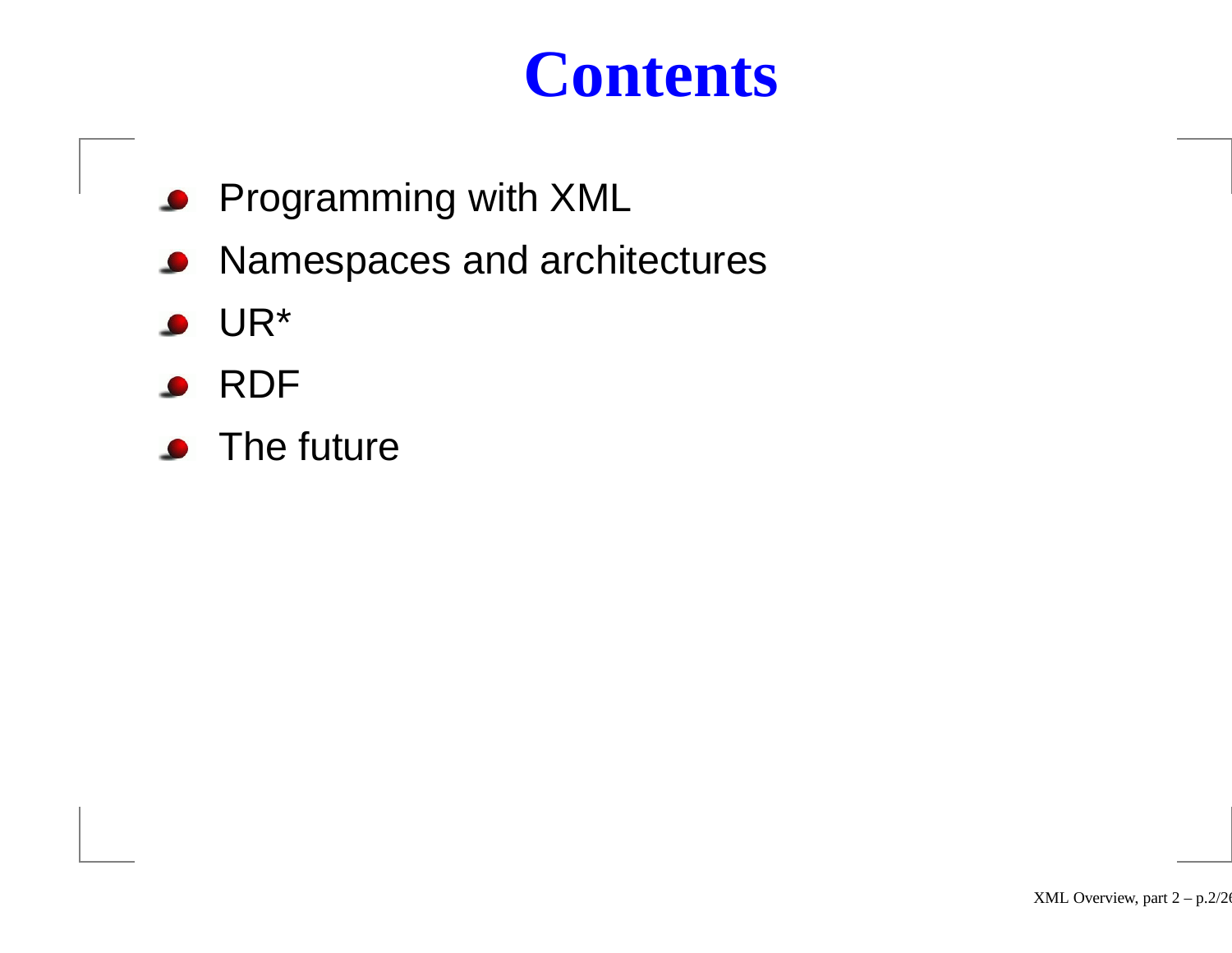# Contents

- Programming with XML
- Namespaces and architectures
- UR*
- RDF
- The future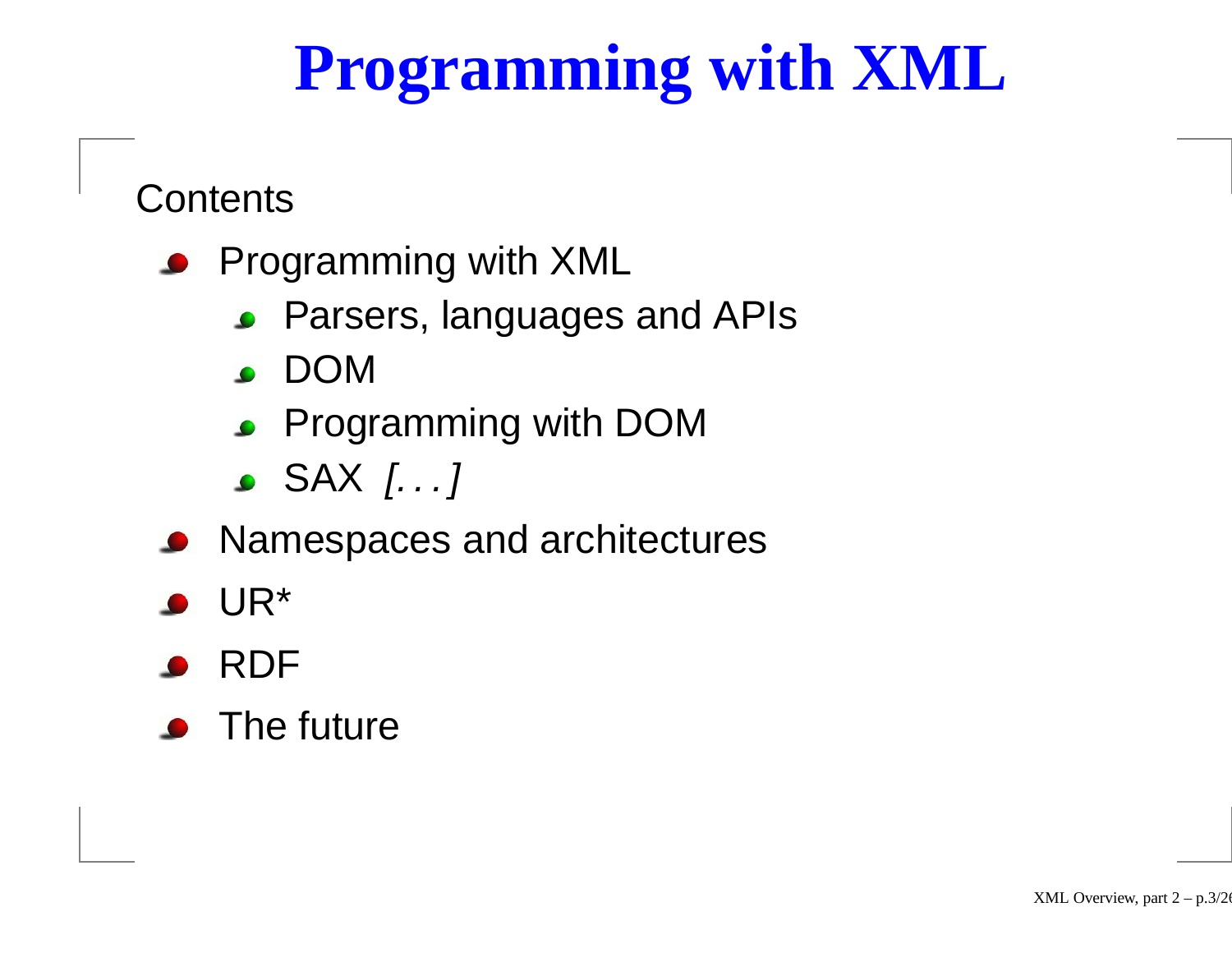# Programming with XML

Contents

- Programming with XML
  - Parsers, languages and APIs
  - DOM
  - Programming with DOM
  - SAX *[. . .]*
- Namespaces and architectures
- UR*
- RDF
- The future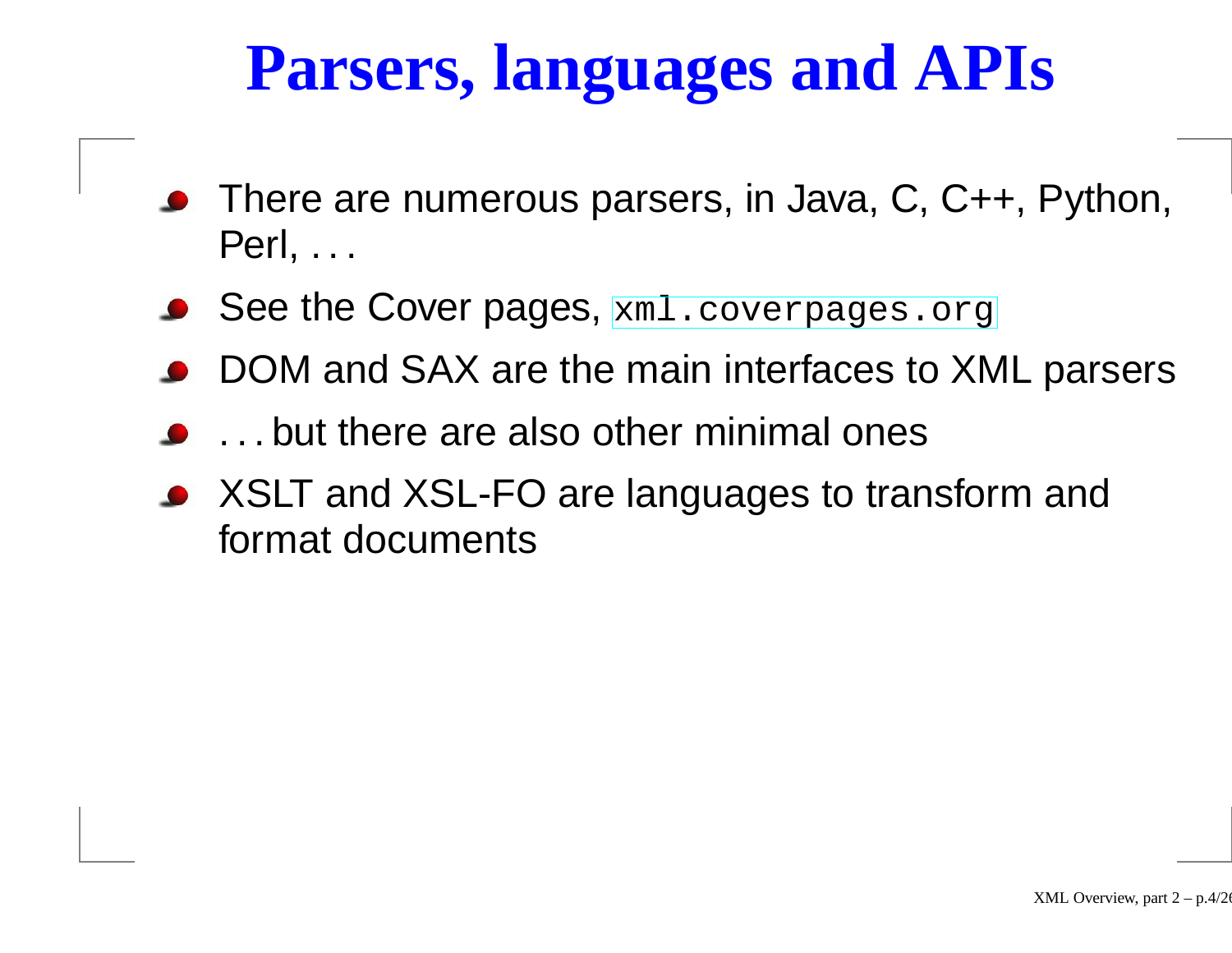# Parsers, languages and APIs

- There are numerous parsers, in Java, C, C++, Python, Perl, . . .
- See the Cover pages, `xml.coverpages.org`
- DOM and SAX are the main interfaces to XML parsers
- . . . but there are also other minimal ones
- XSLT and XSL-FO are languages to transform and format documents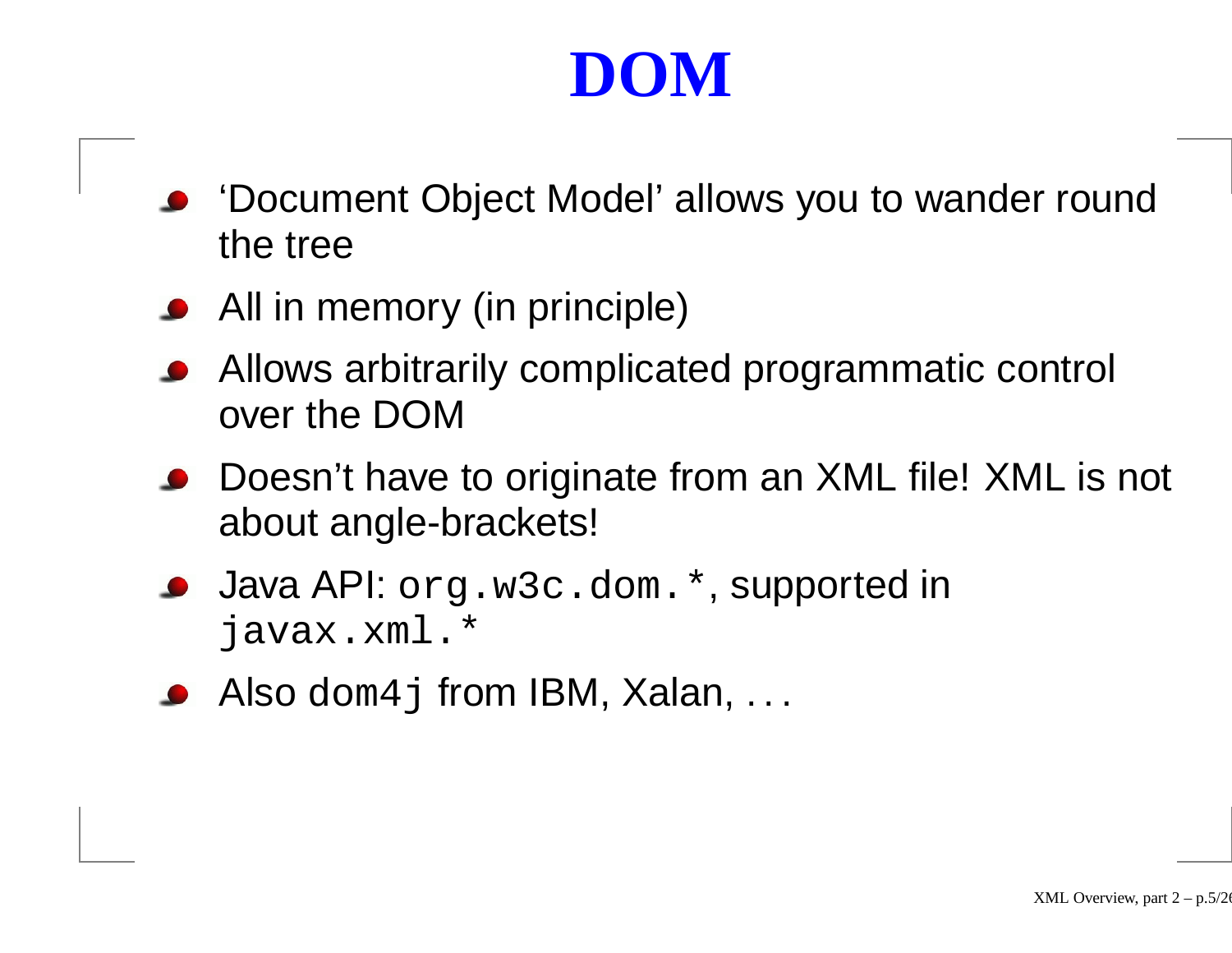# DOM

- 'Document Object Model' allows you to wander round the tree
- All in memory (in principle)
- Allows arbitrarily complicated programmatic control over the DOM
- Doesn't have to originate from an XML file! XML is not about angle-brackets!
- Java API: `org.w3c.dom.*`, supported in `javax.xml.*`
- Also `dom4j` from IBM, Xalan, . . .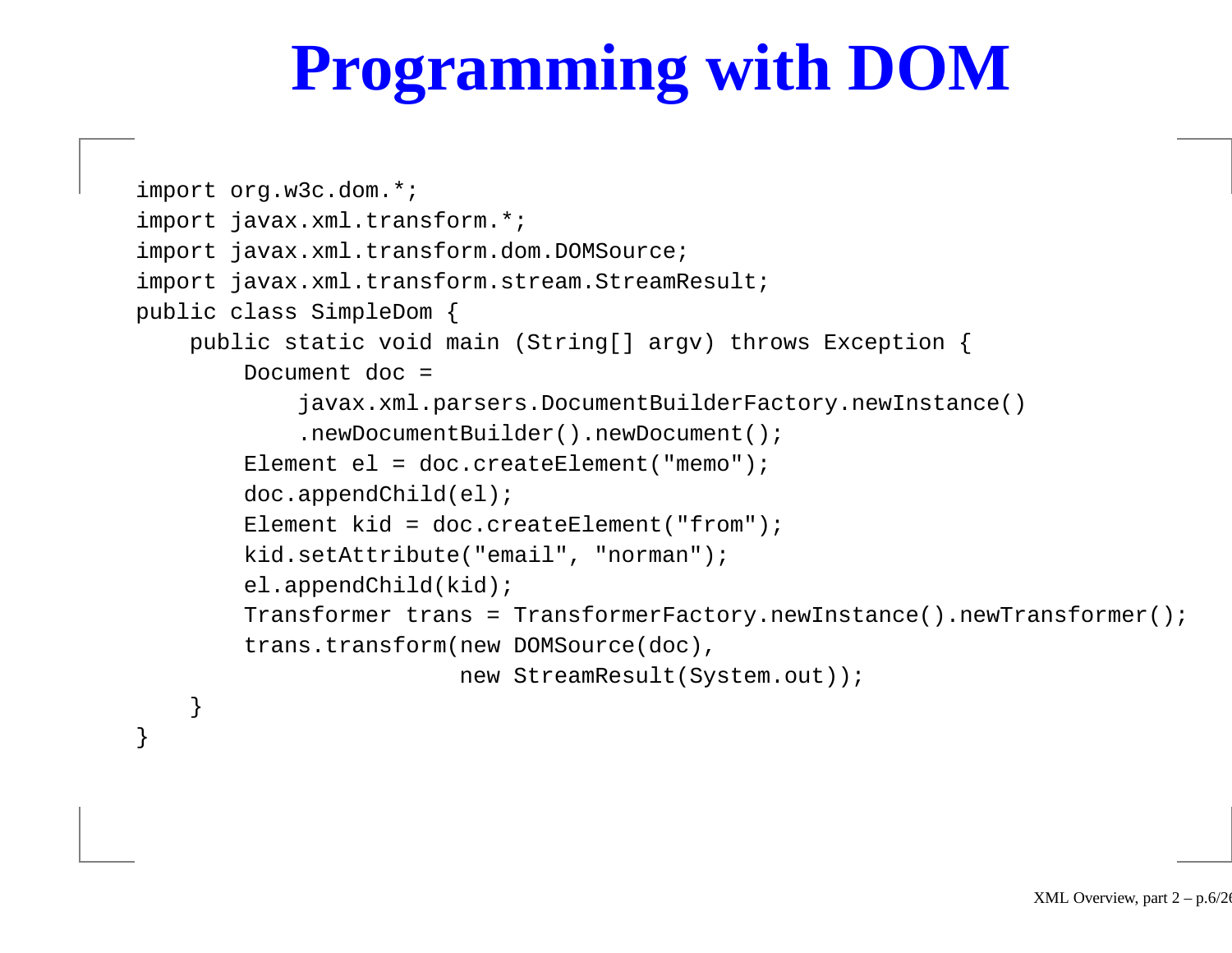# Programming with DOM

```
import org.w3c.dom.*;
import javax.xml.transform.*;
import javax.xml.transform.dom.DOMSource;
import javax.xml.transform.stream.StreamResult;
public class SimpleDom {
    public static void main (String[] argv) throws Exception {
        Document doc =
            javax.xml.parsers.DocumentBuilderFactory.newInstance()
            .newDocumentBuilder().newDocument();
        Element el = doc.createElement("memo");
        doc.appendChild(el);
        Element kid = doc.createElement("from");
        kid.setAttribute("email", "norman");
        el.appendChild(kid);
        Transformer trans = TransformerFactory.newInstance().newTransformer();
        trans.transform(new DOMSource(doc),
                        new StreamResult(System.out));
    }
}
```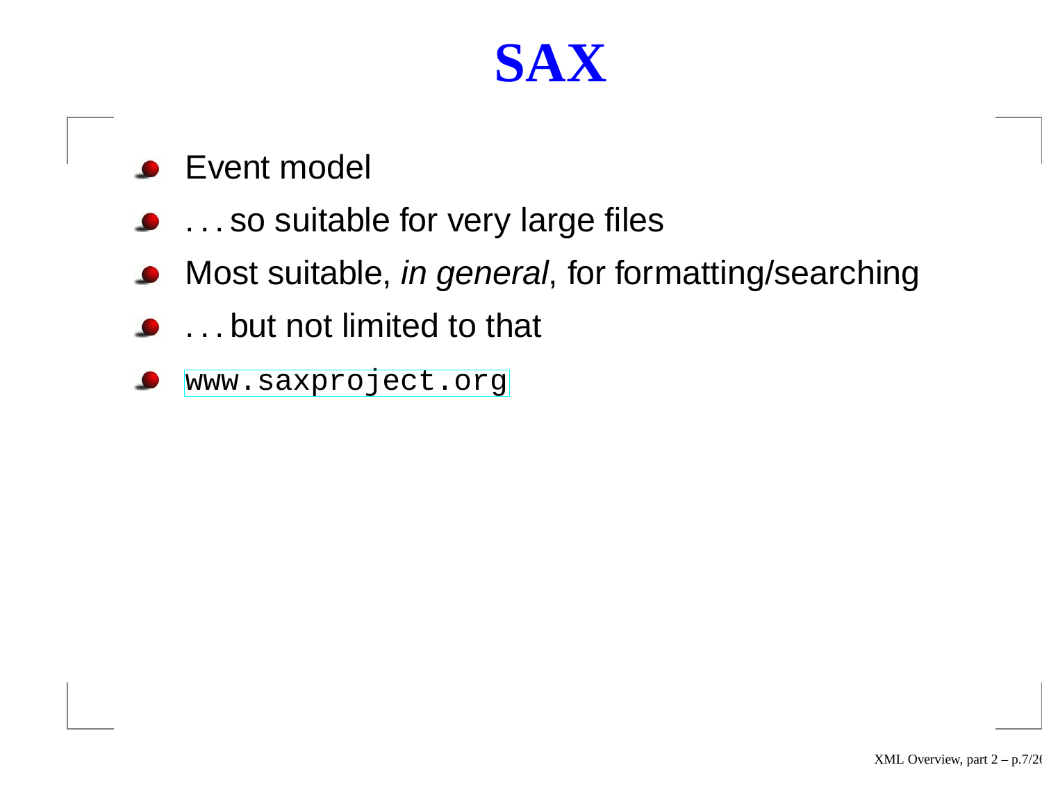# SAX

- Event model
- . . . so suitable for very large files
- Most suitable, *in general*, for formatting/searching
- . . . but not limited to that
- `www.saxproject.org`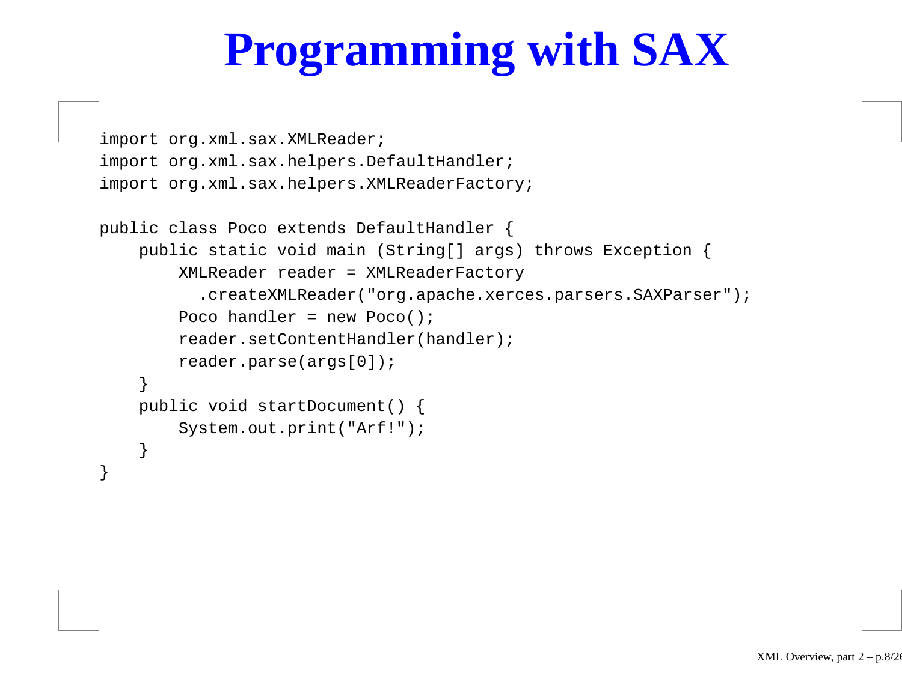# Programming with SAX

```
import org.xml.sax.XMLReader;
import org.xml.sax.helpers.DefaultHandler;
import org.xml.sax.helpers.XMLReaderFactory;

public class Poco extends DefaultHandler {
    public static void main (String[] args) throws Exception {
        XMLReader reader = XMLReaderFactory
          .createXMLReader("org.apache.xerces.parsers.SAXParser");
        Poco handler = new Poco();
        reader.setContentHandler(handler);
        reader.parse(args[0]);
    }
    public void startDocument() {
        System.out.print("Arf!");
    }
}
```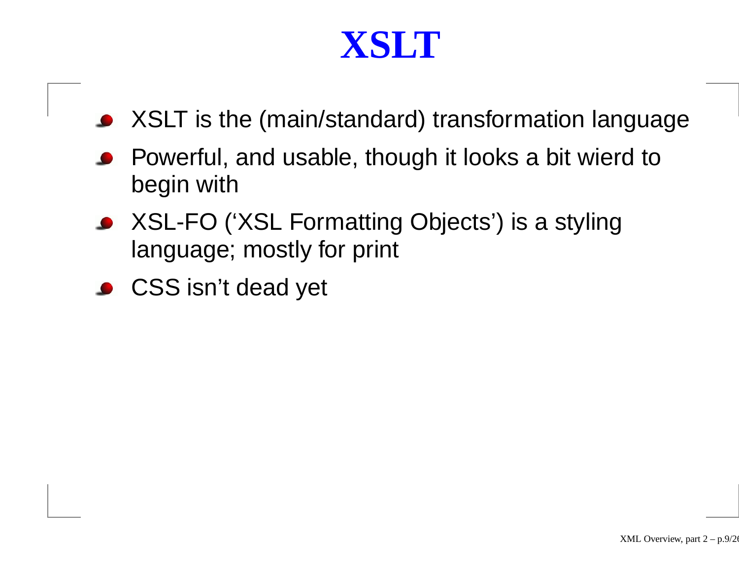# XSLT

- XSLT is the (main/standard) transformation language
- Powerful, and usable, though it looks a bit wierd to begin with
- XSL-FO (‘XSL Formatting Objects’) is a styling language; mostly for print
- CSS isn’t dead yet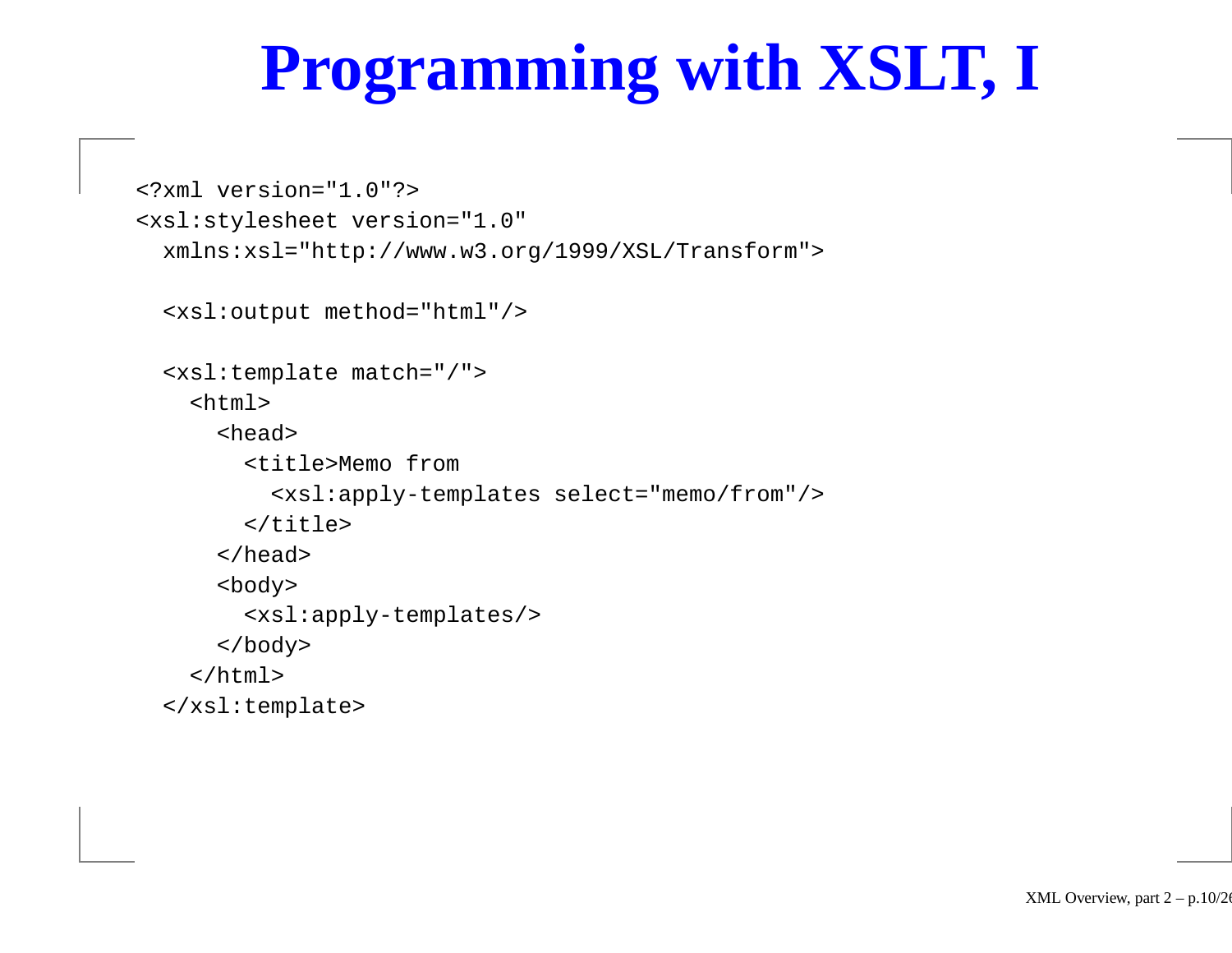# Programming with XSLT, I

```
<?xml version="1.0"?>
<xsl:stylesheet version="1.0"
  xmlns:xsl="http://www.w3.org/1999/XSL/Transform">

  <xsl:output method="html"/>

  <xsl:template match="/">
    <html>
      <head>
        <title>Memo from
          <xsl:apply-templates select="memo/from"/>
        </title>
      </head>
      <body>
        <xsl:apply-templates/>
      </body>
    </html>
  </xsl:template>
```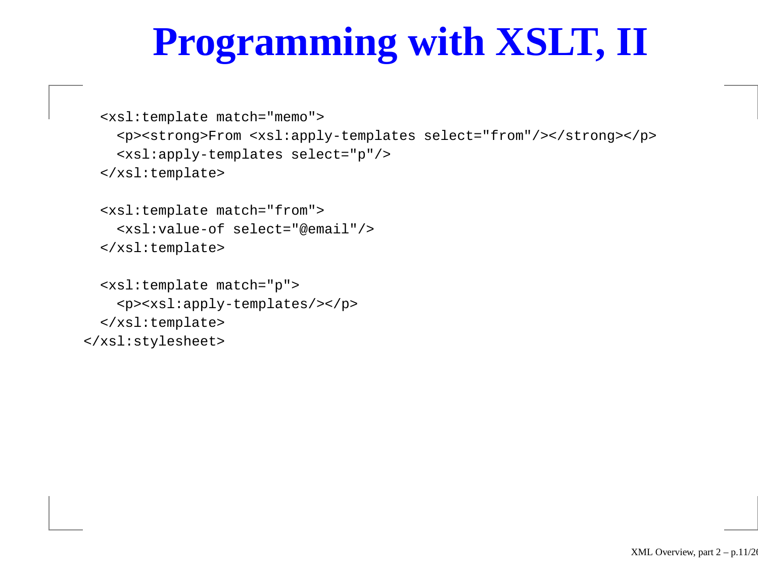# Programming with XSLT, II

```
  <xsl:template match="memo">
    <p><strong>From <xsl:apply-templates select="from"/></strong></p>
    <xsl:apply-templates select="p"/>
  </xsl:template>

  <xsl:template match="from">
    <xsl:value-of select="@email"/>
  </xsl:template>

  <xsl:template match="p">
    <p><xsl:apply-templates/></p>
  </xsl:template>
</xsl:stylesheet>
```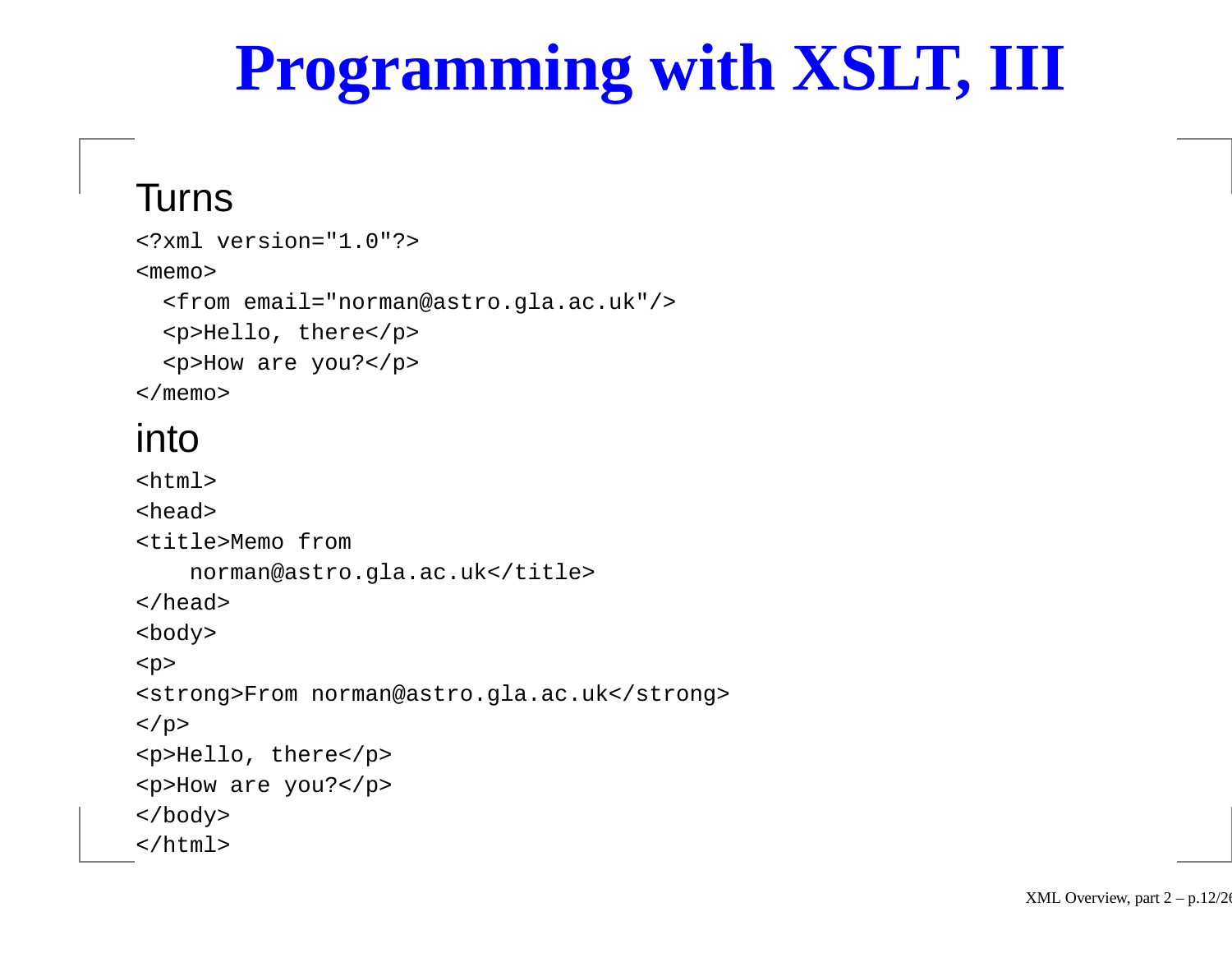# Programming with XSLT, III

Turns

```
<?xml version="1.0"?>
<memo>
  <from email="norman@astro.gla.ac.uk"/>
  <p>Hello, there</p>
  <p>How are you?</p>
</memo>
```

into

```
<html>
<head>
<title>Memo from
    norman@astro.gla.ac.uk</title>
</head>
<body>
<p>
<strong>From norman@astro.gla.ac.uk</strong>
</p>
<p>Hello, there</p>
<p>How are you?</p>
</body>
</html>
```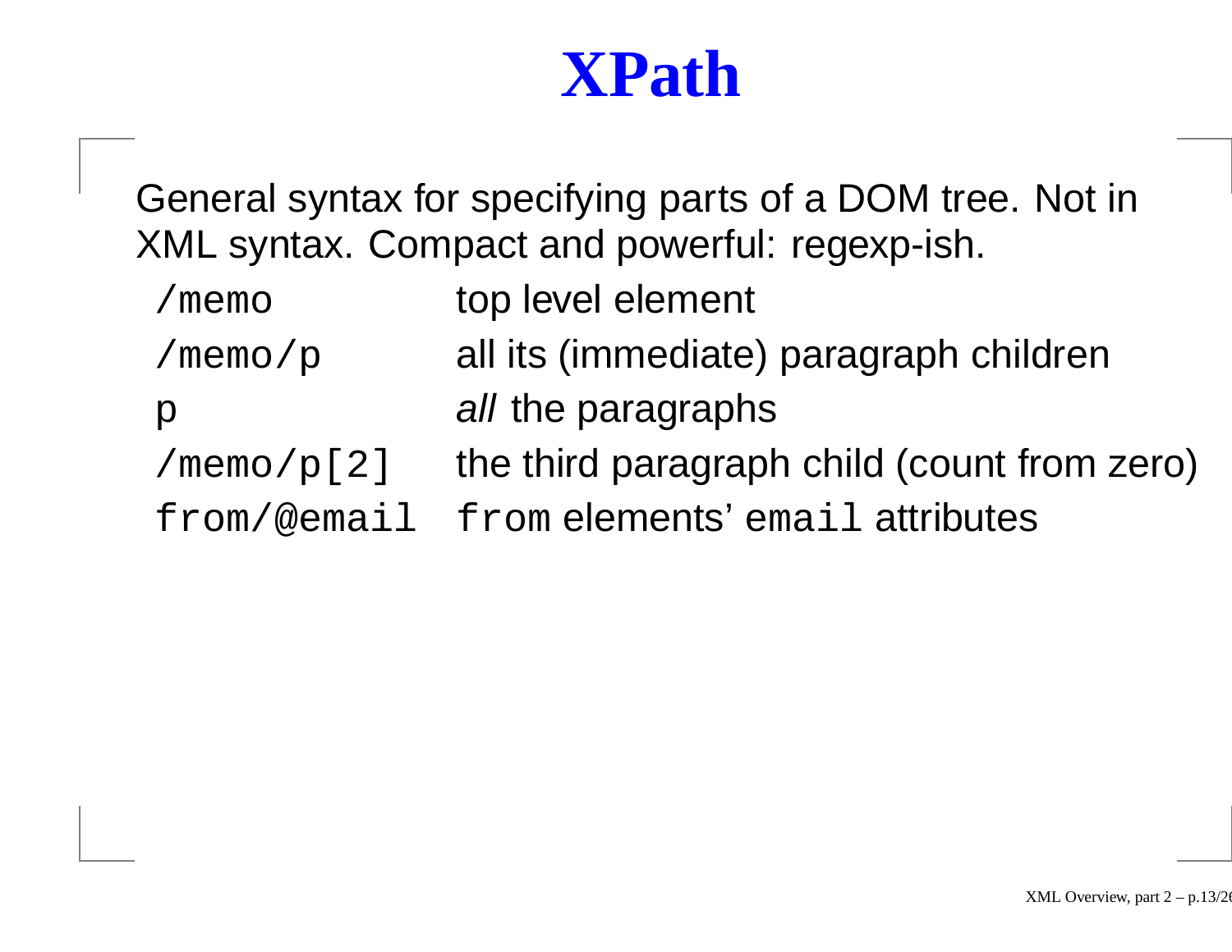# XPath

General syntax for specifying parts of a DOM tree. Not in XML syntax. Compact and powerful: regexp-ish.

| | |
|---|---|
| `/memo` | top level element |
| `/memo/p` | all its (immediate) paragraph children |
| `p` | *all* the paragraphs |
| `/memo/p[2]` | the third paragraph child (count from zero) |
| `from/@email` | `from` elements' `email` attributes |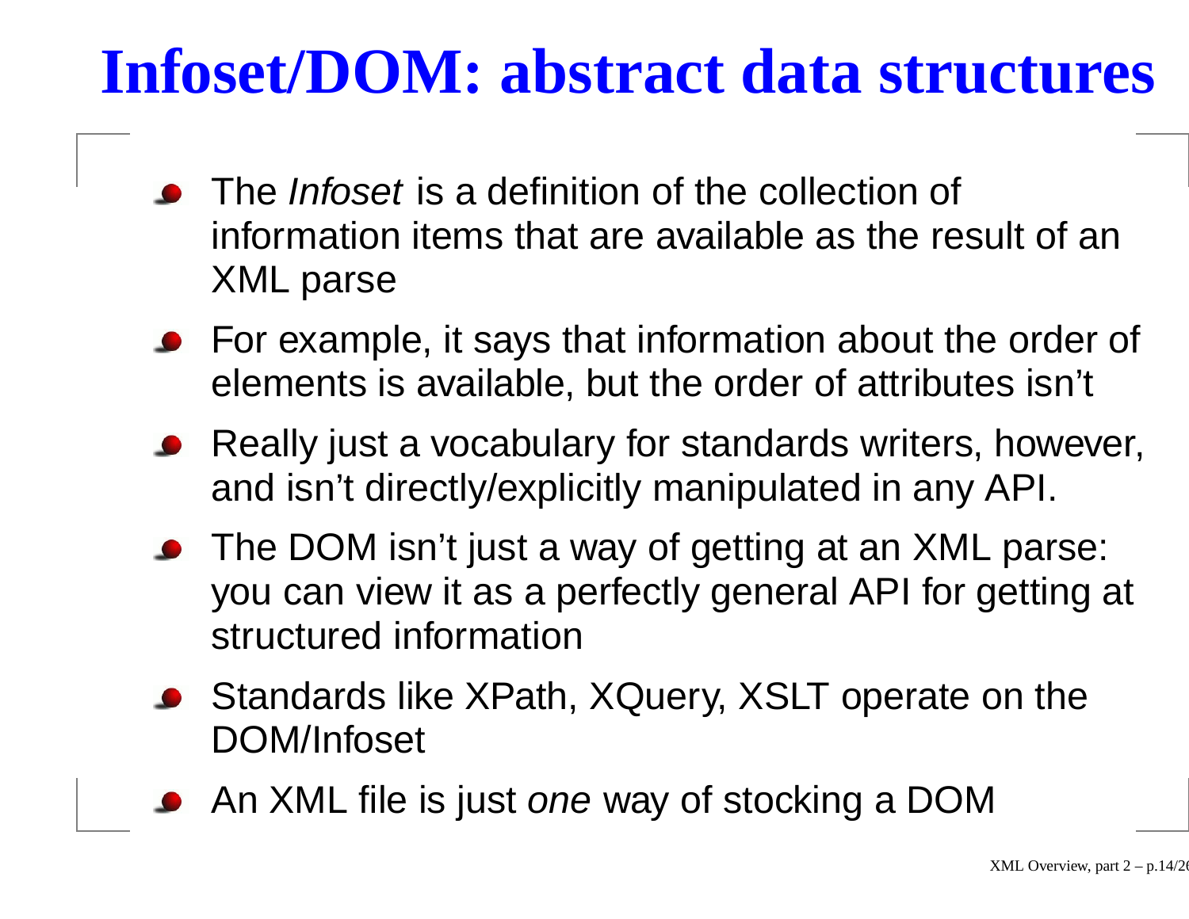# Infoset/DOM: abstract data structures

- The *Infoset* is a definition of the collection of information items that are available as the result of an XML parse
- For example, it says that information about the order of elements is available, but the order of attributes isn't
- Really just a vocabulary for standards writers, however, and isn't directly/explicitly manipulated in any API.
- The DOM isn't just a way of getting at an XML parse: you can view it as a perfectly general API for getting at structured information
- Standards like XPath, XQuery, XSLT operate on the DOM/Infoset
- An XML file is just *one* way of stocking a DOM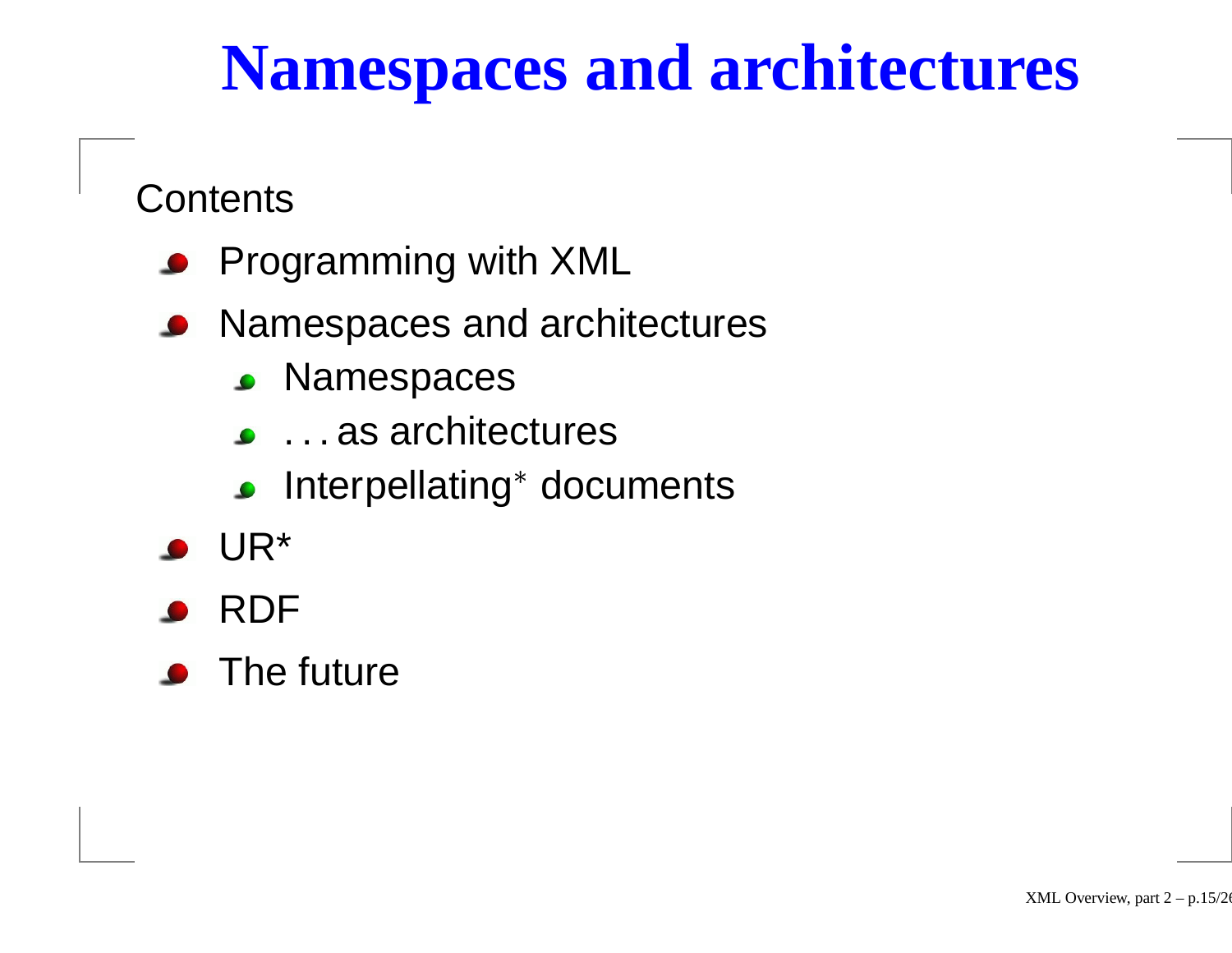# Namespaces and architectures

Contents

- Programming with XML
- Namespaces and architectures
  - Namespaces
  - . . . as architectures
  - Interpellating$^{*}$ documents
- UR*
- RDF
- The future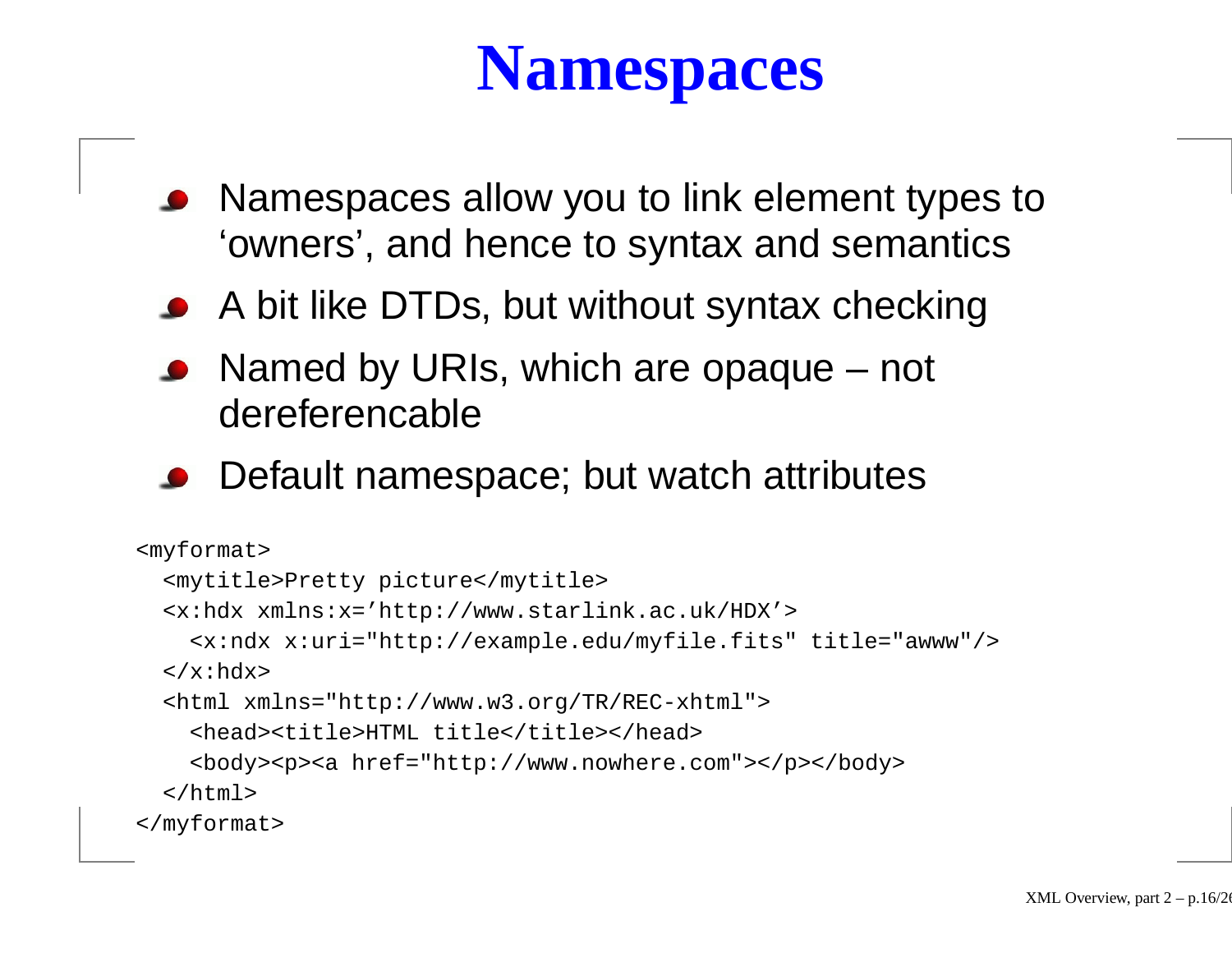# Namespaces

- Namespaces allow you to link element types to ‘owners’, and hence to syntax and semantics
- A bit like DTDs, but without syntax checking
- Named by URIs, which are opaque – not dereferencable
- Default namespace; but watch attributes

```
<myformat>
  <mytitle>Pretty picture</mytitle>
  <x:hdx xmlns:x='http://www.starlink.ac.uk/HDX'>
    <x:ndx x:uri="http://example.edu/myfile.fits" title="awww"/>
  </x:hdx>
  <html xmlns="http://www.w3.org/TR/REC-xhtml">
    <head><title>HTML title</title></head>
    <body><p><a href="http://www.nowhere.com"></p></body>
  </html>
</myformat>
```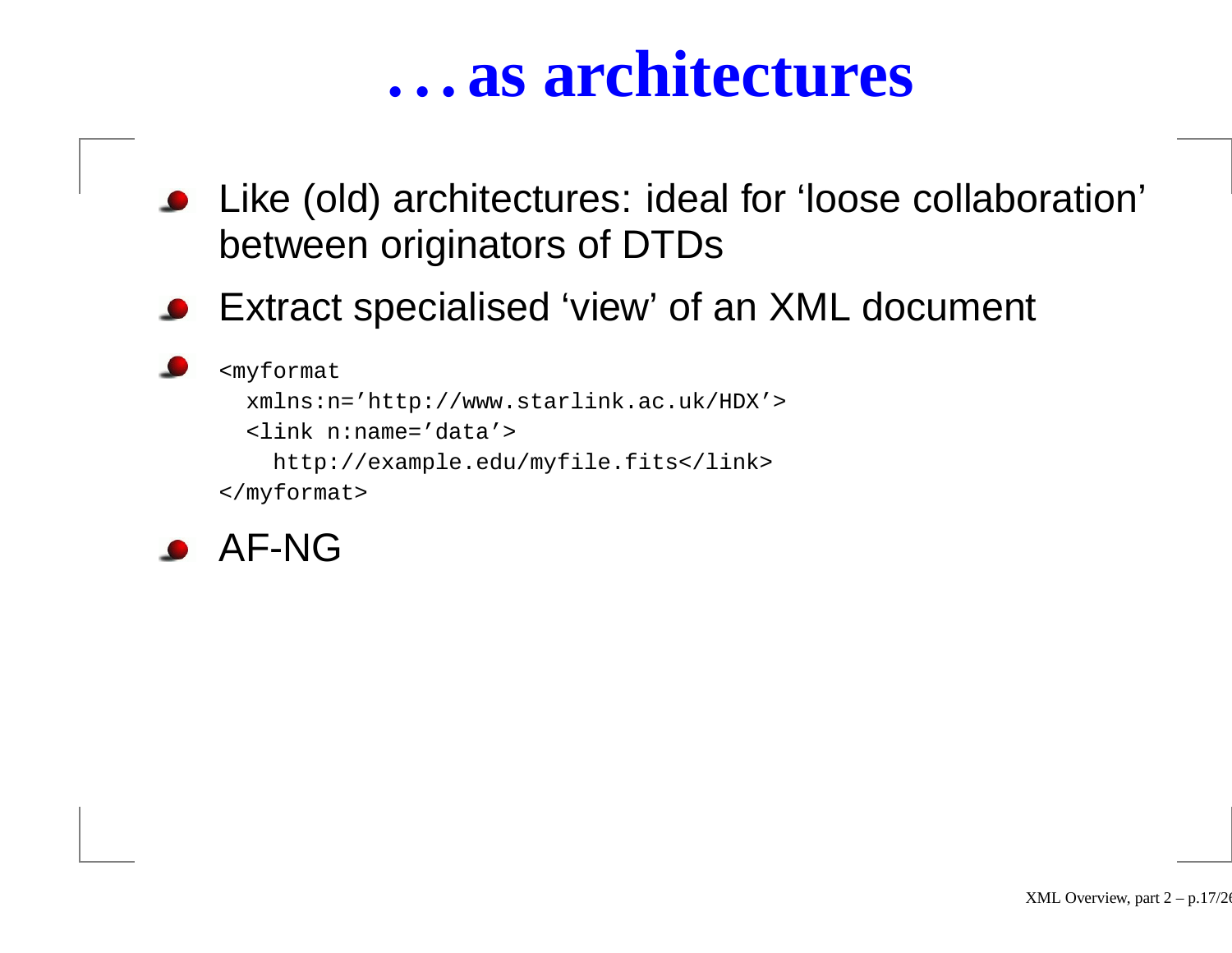# . . . as architectures

- Like (old) architectures: ideal for ‘loose collaboration’ between originators of DTDs
- Extract specialised ‘view’ of an XML document
- ```
  <myformat
    xmlns:n='http://www.starlink.ac.uk/HDX'>
    <link n:name='data'>
      http://example.edu/myfile.fits</link>
  </myformat>
  ```
- AF-NG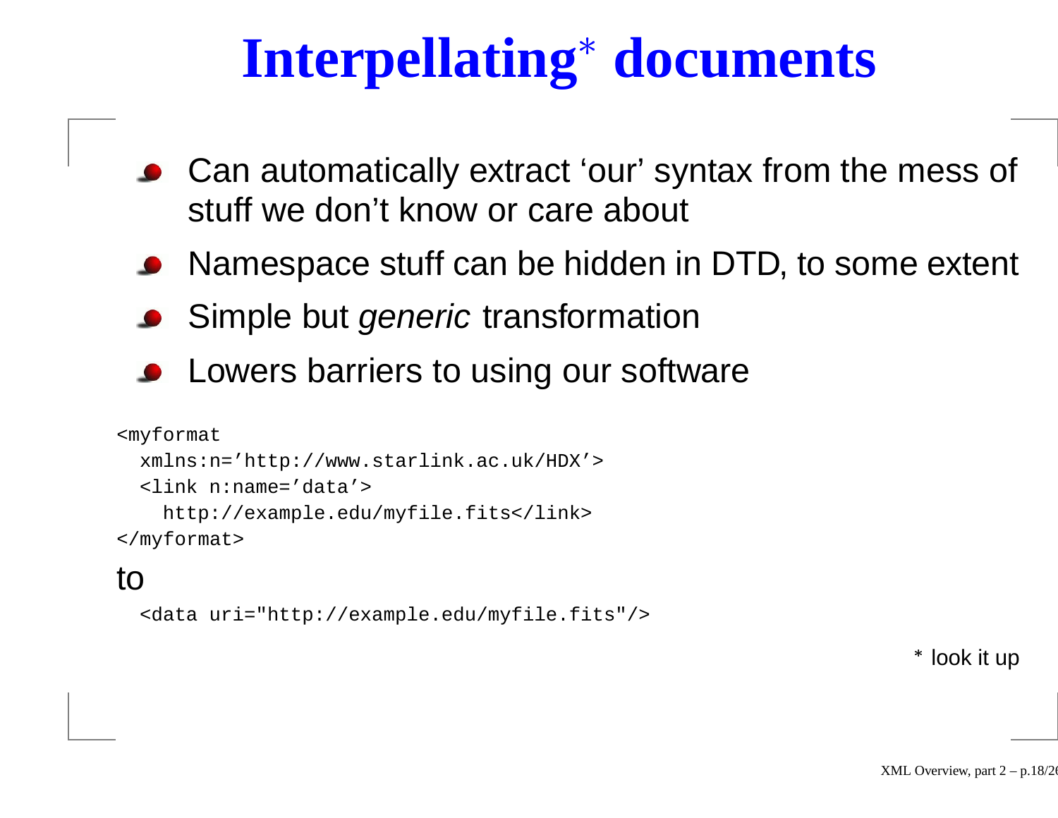# Interpellating* documents

- Can automatically extract 'our' syntax from the mess of stuff we don't know or care about
- Namespace stuff can be hidden in DTD, to some extent
- Simple but *generic* transformation
- Lowers barriers to using our software

```
<myformat
  xmlns:n='http://www.starlink.ac.uk/HDX'>
  <link n:name='data'>
    http://example.edu/myfile.fits</link>
</myformat>
```

to

```
  <data uri="http://example.edu/myfile.fits"/>
```

* look it up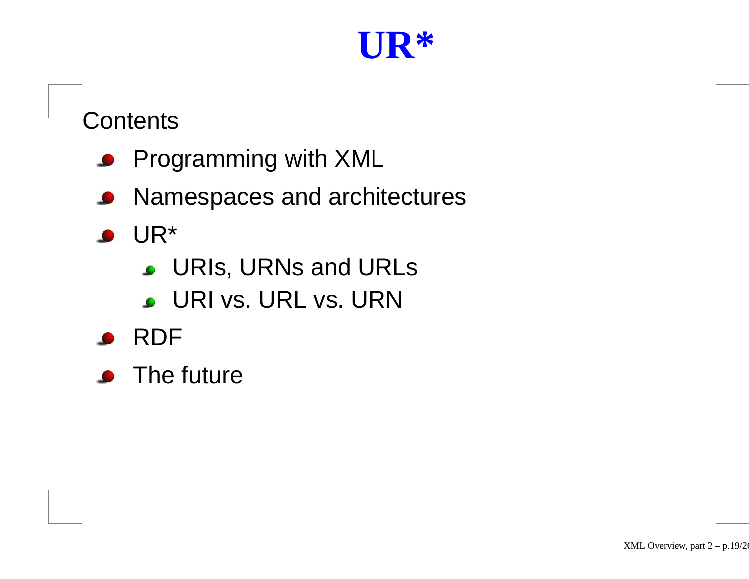# UR*

Contents

- Programming with XML
- Namespaces and architectures
- UR*
  - URIs, URNs and URLs
  - URI vs. URL vs. URN
- RDF
- The future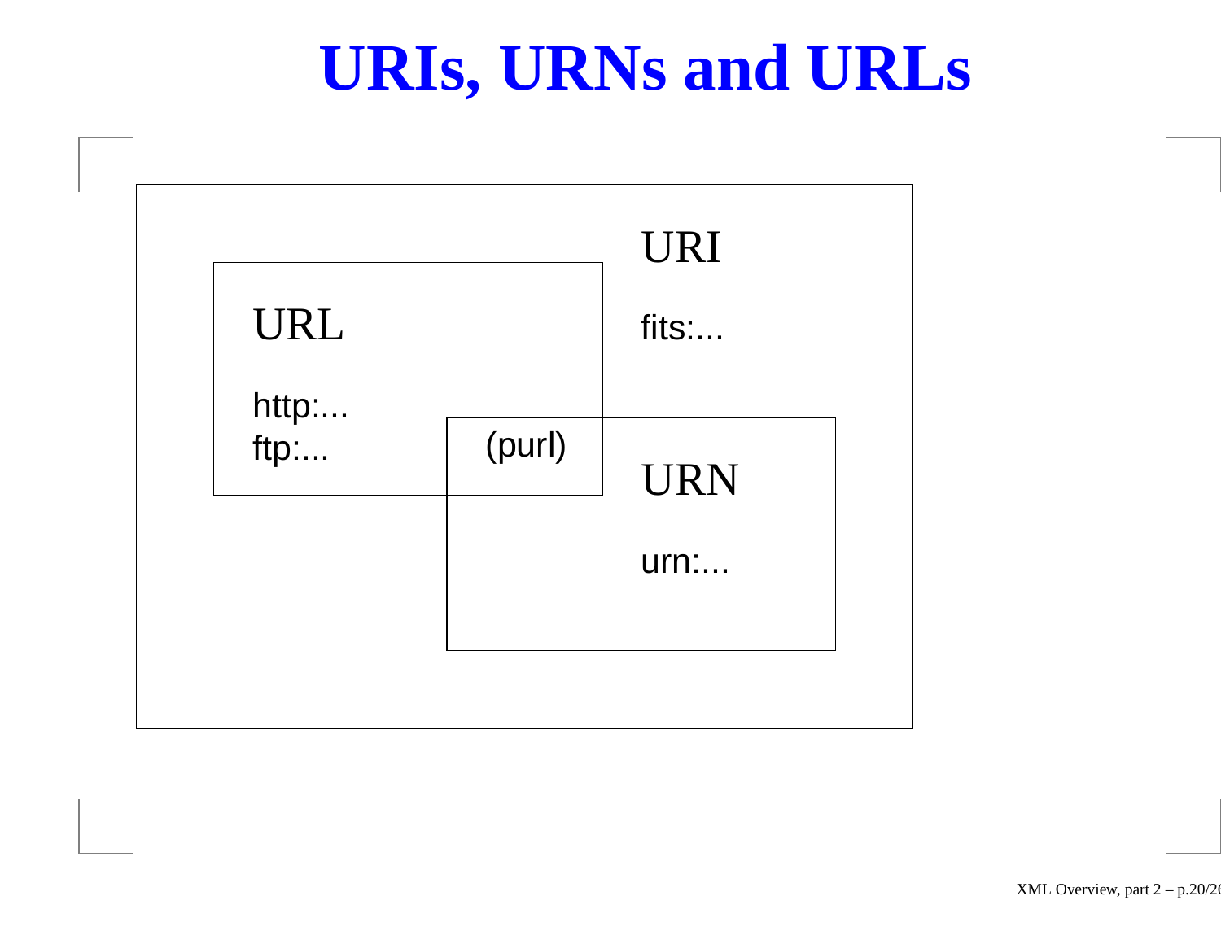# URIs, URNs and URLs

URI

fits:...

URL

http:...
ftp:...

(purl)

URN

urn:...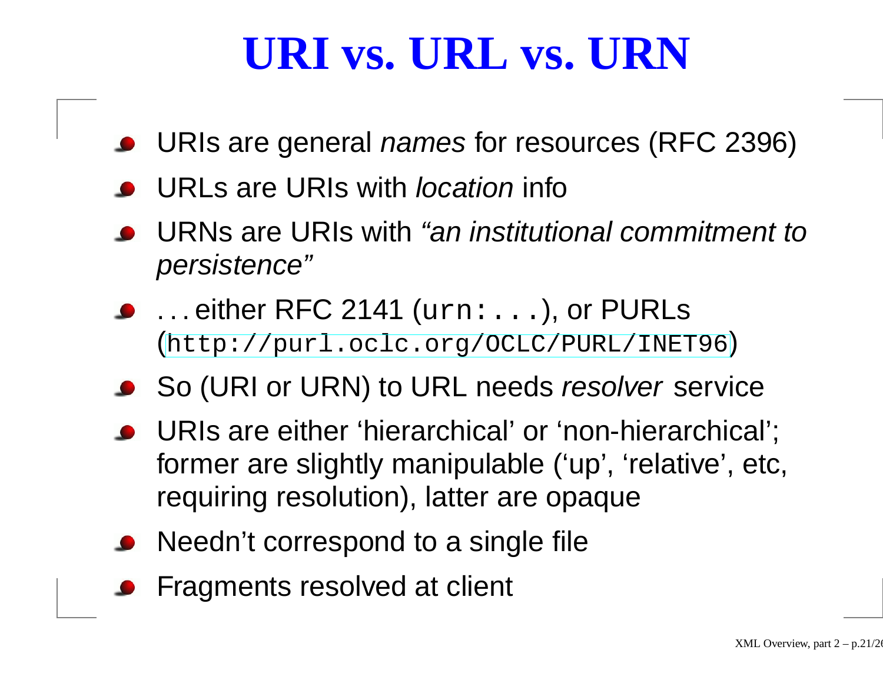# URI vs. URL vs. URN

- URIs are general *names* for resources (RFC 2396)
- URLs are URIs with *location* info
- URNs are URIs with *"an institutional commitment to persistence"*
- . . . either RFC 2141 (`urn:...`), or PURLs (`http://purl.oclc.org/OCLC/PURL/INET96`)
- So (URI or URN) to URL needs *resolver* service
- URIs are either 'hierarchical' or 'non-hierarchical'; former are slightly manipulable ('up', 'relative', etc, requiring resolution), latter are opaque
- Needn't correspond to a single file
- Fragments resolved at client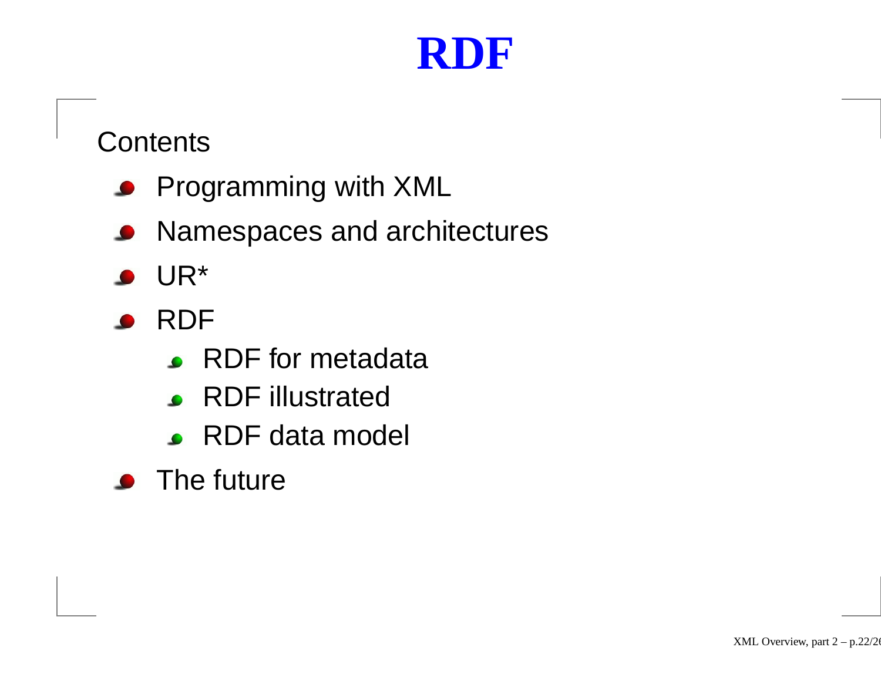# RDF

Contents

- Programming with XML
- Namespaces and architectures
- UR*
- RDF
  - RDF for metadata
  - RDF illustrated
  - RDF data model
- The future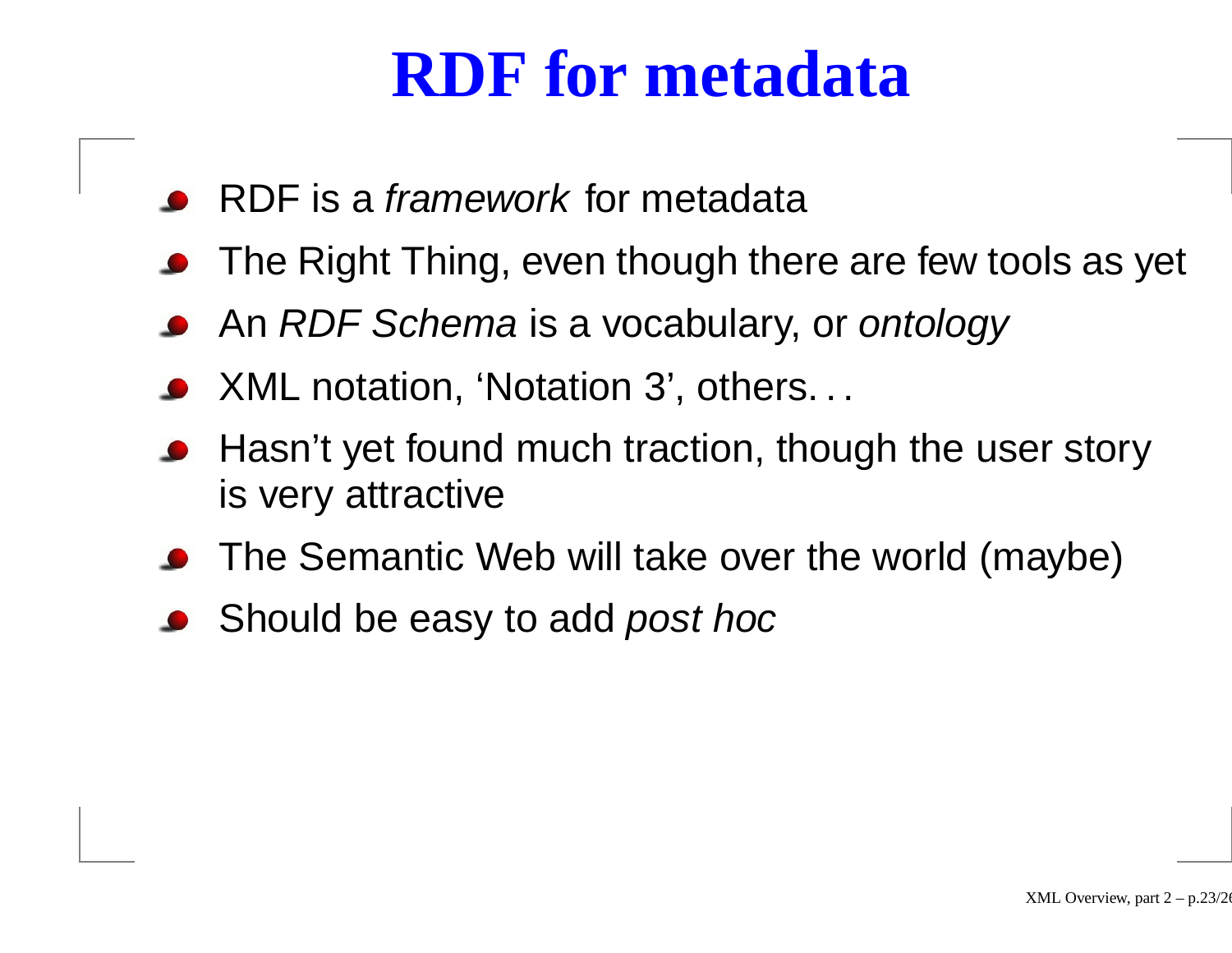# RDF for metadata

- RDF is a *framework* for metadata
- The Right Thing, even though there are few tools as yet
- An *RDF Schema* is a vocabulary, or *ontology*
- XML notation, 'Notation 3', others. . .
- Hasn't yet found much traction, though the user story is very attractive
- The Semantic Web will take over the world (maybe)
- Should be easy to add *post hoc*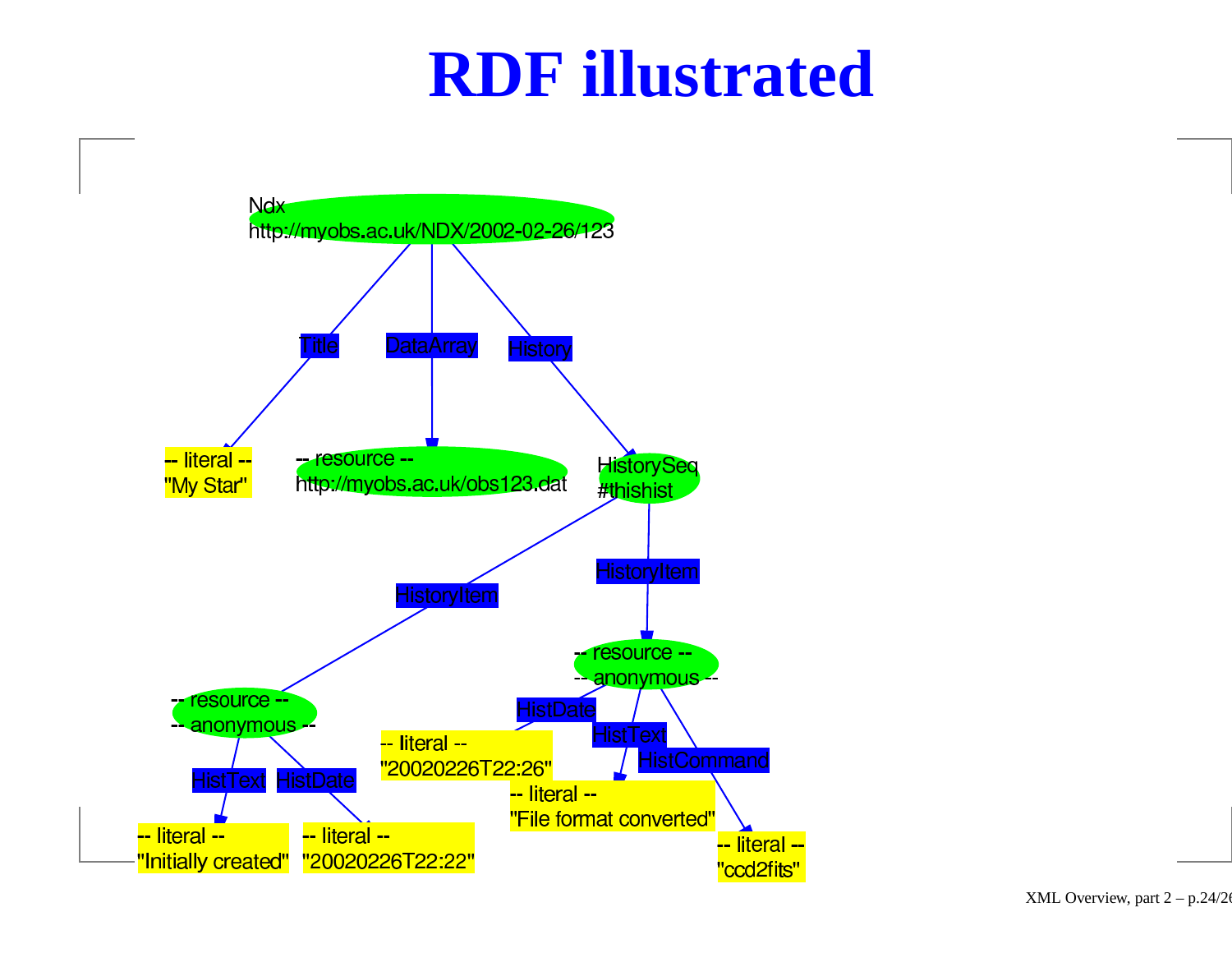# RDF illustrated

Ndx
http://myobs.ac.uk/NDX/2002-02-26/123

Title — DataArray — History

-- literal --
"My Star"

-- resource --
http://myobs.ac.uk/obs123.dat

HistorySeq
#thishist

HistoryItem — HistoryItem

-- resource --
-- anonymous --

HistText — HistDate

-- literal --
"Initially created"

-- literal --
"20020226T22:22"

-- resource --
-- anonymous --

HistDate — HistText — HistCommand

-- literal --
"20020226T22:26"

-- literal --
"File format converted"

-- literal --
"ccd2fits"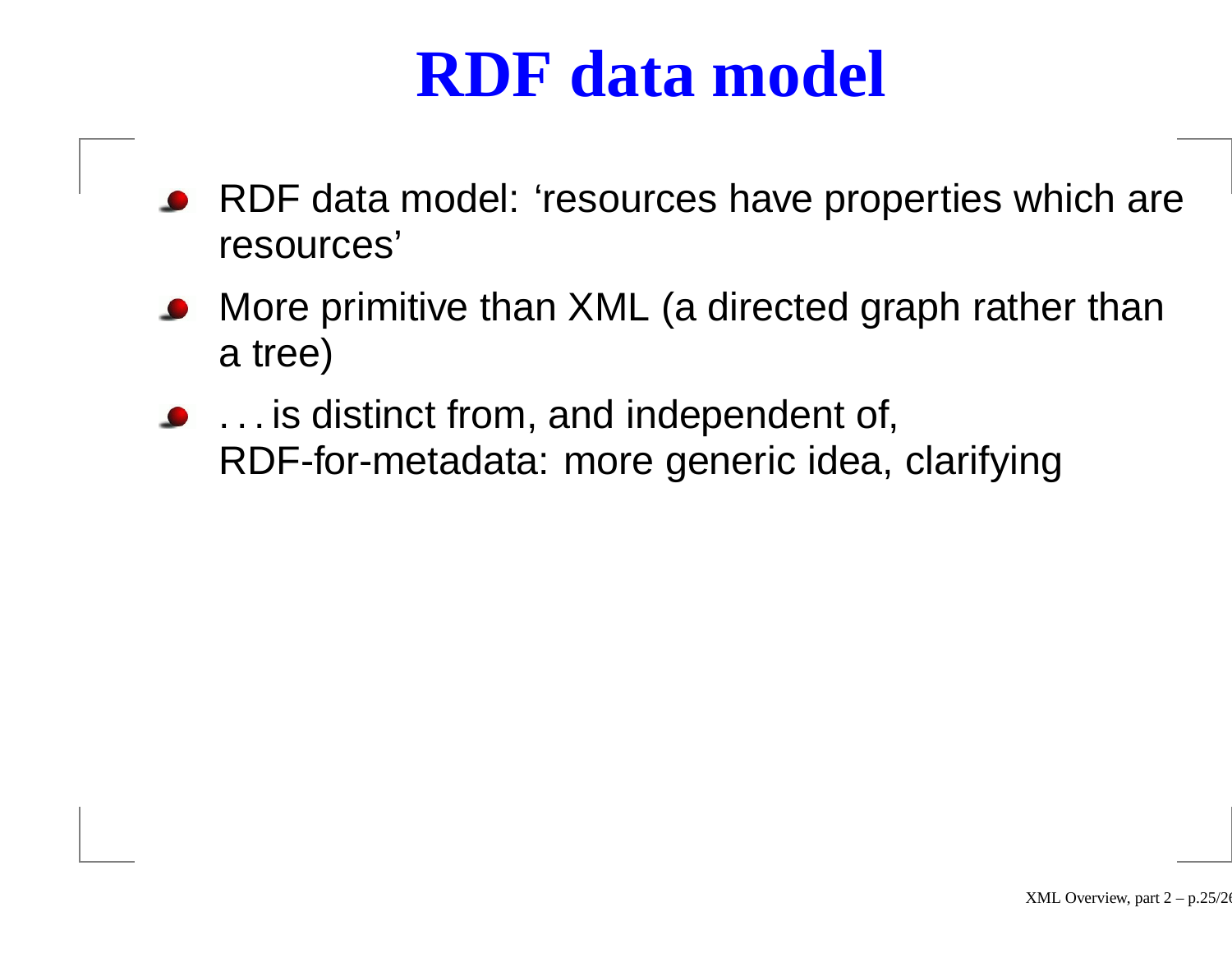# RDF data model

- RDF data model: 'resources have properties which are resources'
- More primitive than XML (a directed graph rather than a tree)
- . . . is distinct from, and independent of, RDF-for-metadata: more generic idea, clarifying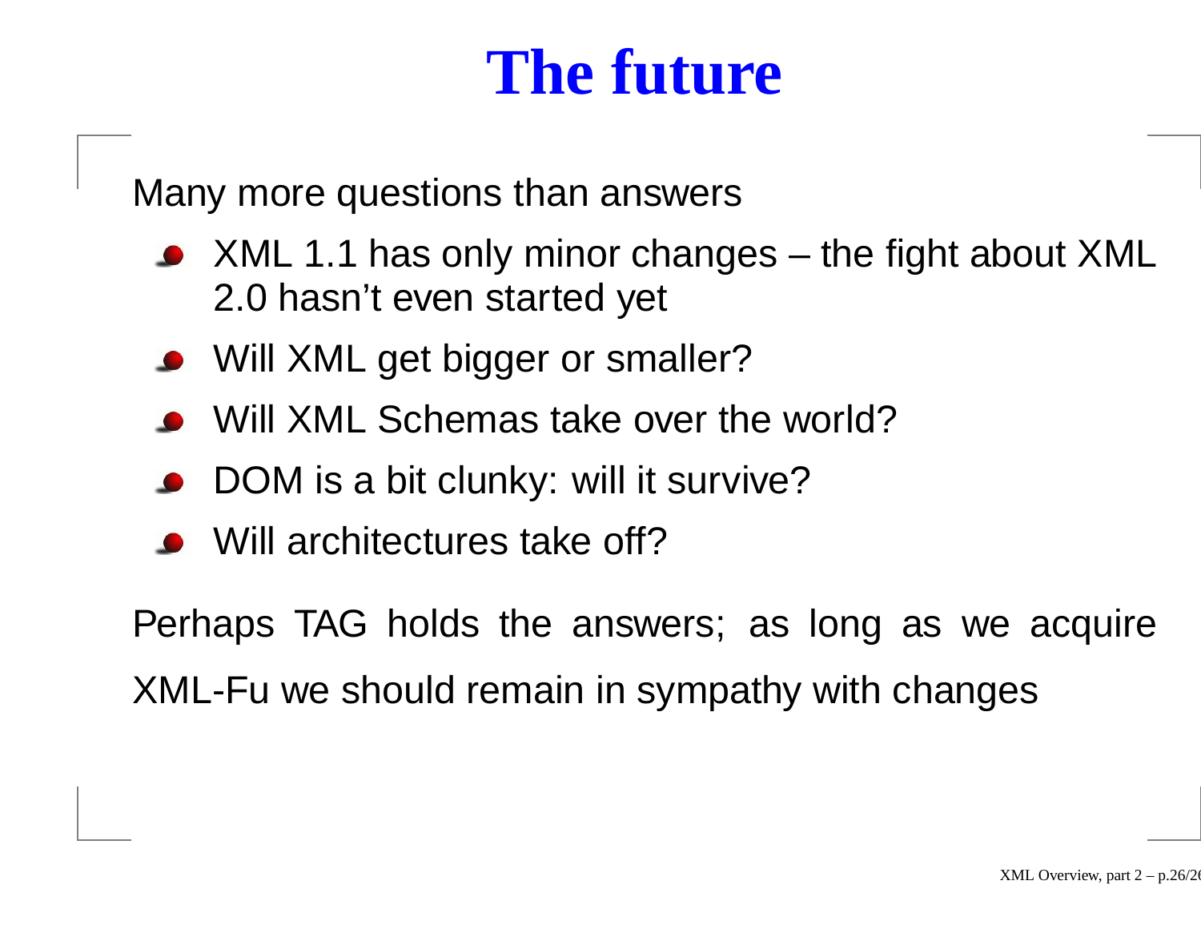# The future

Many more questions than answers

- XML 1.1 has only minor changes – the fight about XML 2.0 hasn't even started yet
- Will XML get bigger or smaller?
- Will XML Schemas take over the world?
- DOM is a bit clunky: will it survive?
- Will architectures take off?

Perhaps TAG holds the answers; as long as we acquire XML-Fu we should remain in sympathy with changes